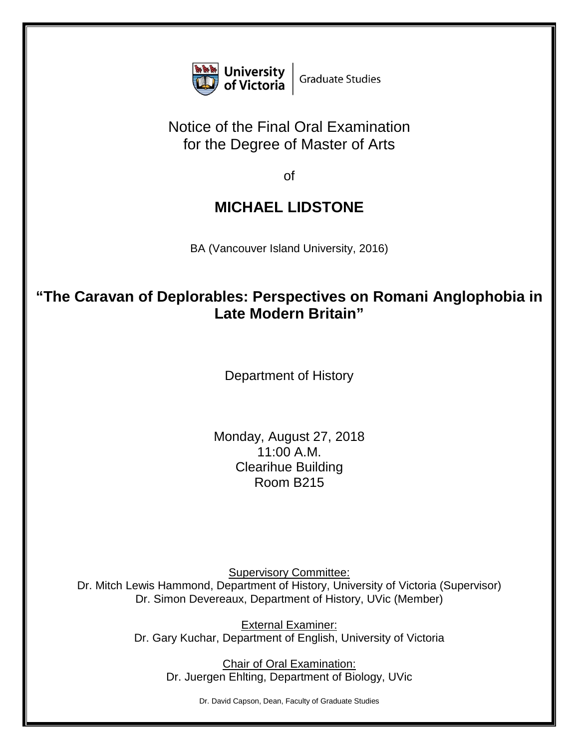University of Victoria | Graduate Studies

# Notice of the Final Oral Examination for the Degree of Master of Arts

of

## MICHAEL LIDSTONE

BA (Vancouver Island University, 2016)

## "The Caravan of Deplorables: Perspectives on Romani Anglophobia in Late Modern Britain"

Department of History

Monday, August 27, 2018
11:00 A.M.
Clearihue Building
Room B215

Supervisory Committee:
Dr. Mitch Lewis Hammond, Department of History, University of Victoria (Supervisor)
Dr. Simon Devereaux, Department of History, UVic (Member)

External Examiner:
Dr. Gary Kuchar, Department of English, University of Victoria

Chair of Oral Examination:
Dr. Juergen Ehlting, Department of Biology, UVic

Dr. David Capson, Dean, Faculty of Graduate Studies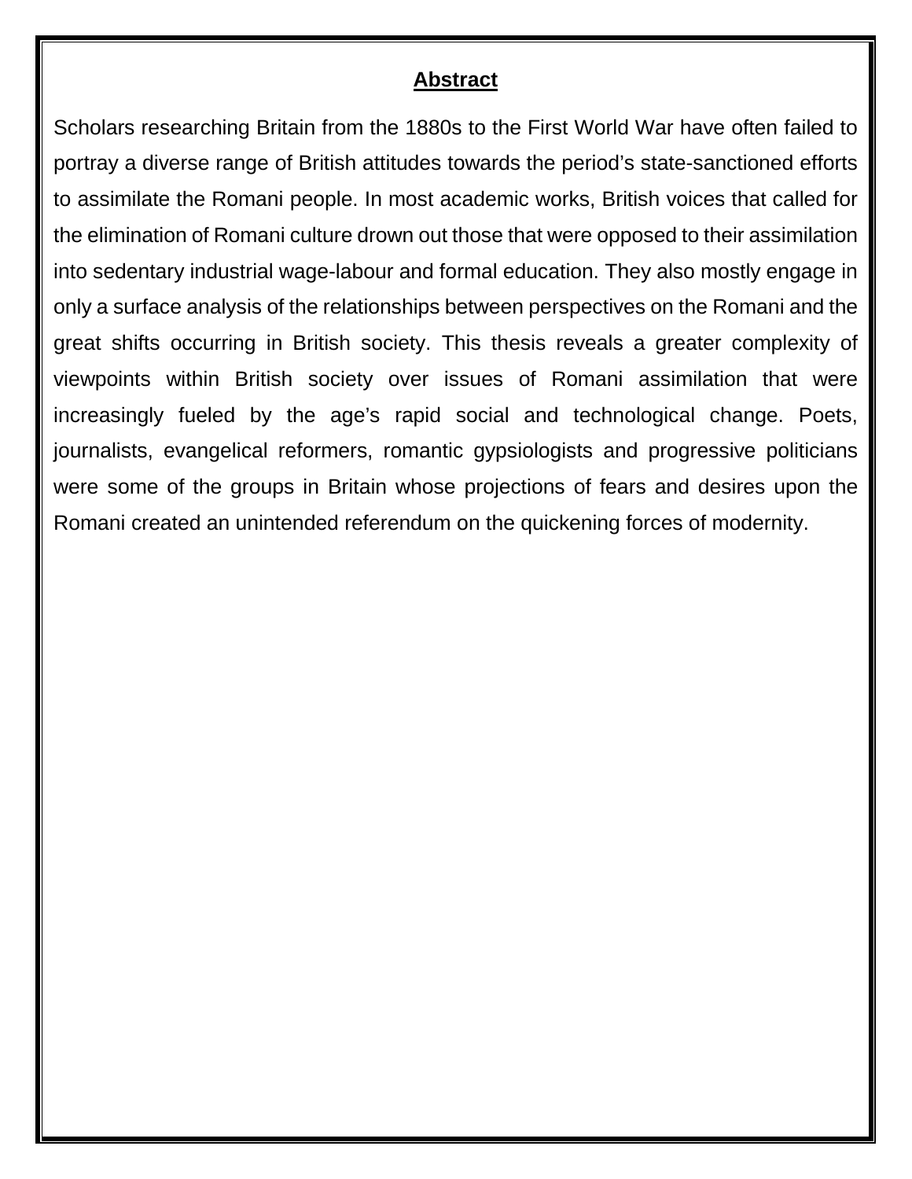## Abstract

Scholars researching Britain from the 1880s to the First World War have often failed to portray a diverse range of British attitudes towards the period's state-sanctioned efforts to assimilate the Romani people. In most academic works, British voices that called for the elimination of Romani culture drown out those that were opposed to their assimilation into sedentary industrial wage-labour and formal education. They also mostly engage in only a surface analysis of the relationships between perspectives on the Romani and the great shifts occurring in British society. This thesis reveals a greater complexity of viewpoints within British society over issues of Romani assimilation that were increasingly fueled by the age's rapid social and technological change. Poets, journalists, evangelical reformers, romantic gypsiologists and progressive politicians were some of the groups in Britain whose projections of fears and desires upon the Romani created an unintended referendum on the quickening forces of modernity.